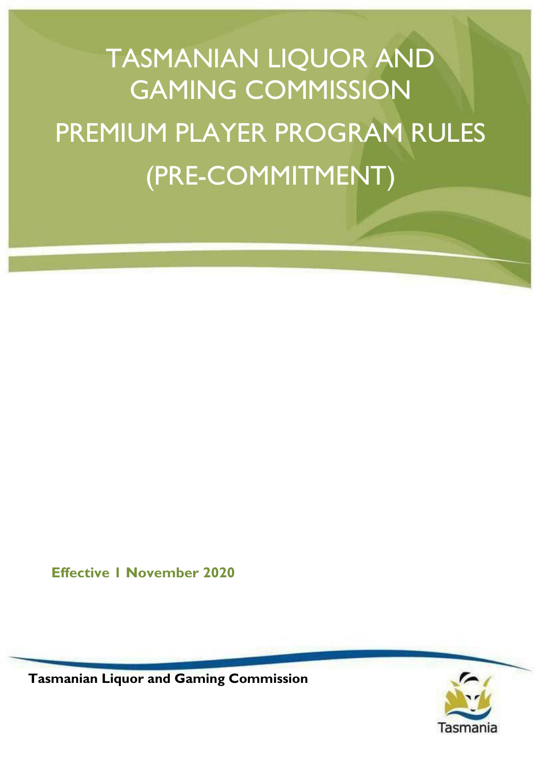# TASMANIAN LIQUOR AND GAMING COMMISSION

# PREMIUM PLAYER PROGRAM RULES (PRE-COMMITMENT)

**Effective 1 November 2020**

**Tasmanian Liquor and Gaming Commission**

Tasmania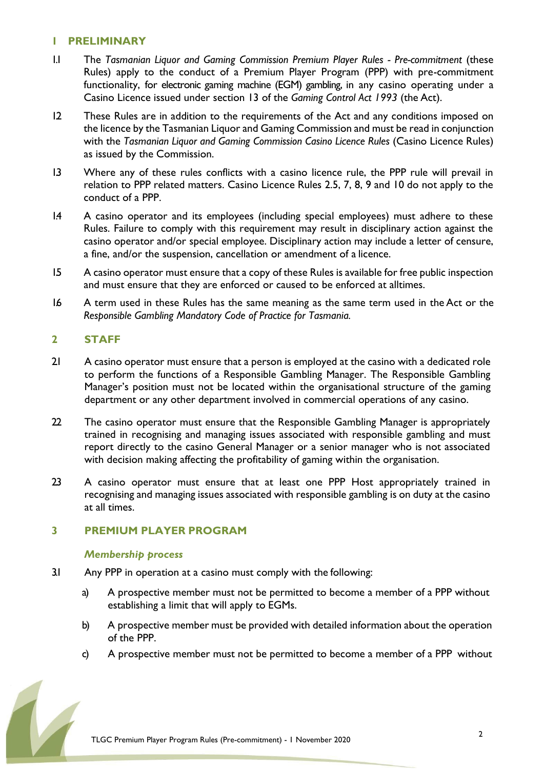## 1 PRELIMINARY

1.1 The *Tasmanian Liquor and Gaming Commission Premium Player Rules - Pre-commitment* (these Rules) apply to the conduct of a Premium Player Program (PPP) with pre-commitment functionality, for electronic gaming machine (EGM) gambling, in any casino operating under a Casino Licence issued under section 13 of the *Gaming Control Act 1993* (the Act).

1.2 These Rules are in addition to the requirements of the Act and any conditions imposed on the licence by the Tasmanian Liquor and Gaming Commission and must be read in conjunction with the *Tasmanian Liquor and Gaming Commission Casino Licence Rules* (Casino Licence Rules) as issued by the Commission.

1.3 Where any of these rules conflicts with a casino licence rule, the PPP rule will prevail in relation to PPP related matters. Casino Licence Rules 2.5, 7, 8, 9 and 10 do not apply to the conduct of a PPP.

1.4 A casino operator and its employees (including special employees) must adhere to these Rules. Failure to comply with this requirement may result in disciplinary action against the casino operator and/or special employee. Disciplinary action may include a letter of censure, a fine, and/or the suspension, cancellation or amendment of a licence.

1.5 A casino operator must ensure that a copy of these Rules is available for free public inspection and must ensure that they are enforced or caused to be enforced at alltimes.

1.6 A term used in these Rules has the same meaning as the same term used in the Act or the *Responsible Gambling Mandatory Code of Practice for Tasmania.*

## 2 STAFF

2.1 A casino operator must ensure that a person is employed at the casino with a dedicated role to perform the functions of a Responsible Gambling Manager. The Responsible Gambling Manager's position must not be located within the organisational structure of the gaming department or any other department involved in commercial operations of any casino.

2.2 The casino operator must ensure that the Responsible Gambling Manager is appropriately trained in recognising and managing issues associated with responsible gambling and must report directly to the casino General Manager or a senior manager who is not associated with decision making affecting the profitability of gaming within the organisation.

2.3 A casino operator must ensure that at least one PPP Host appropriately trained in recognising and managing issues associated with responsible gambling is on duty at the casino at all times.

## 3 PREMIUM PLAYER PROGRAM

### *Membership process*

3.1 Any PPP in operation at a casino must comply with the following:

a) A prospective member must not be permitted to become a member of a PPP without establishing a limit that will apply to EGMs.

b) A prospective member must be provided with detailed information about the operation of the PPP.

c) A prospective member must not be permitted to become a member of a PPP without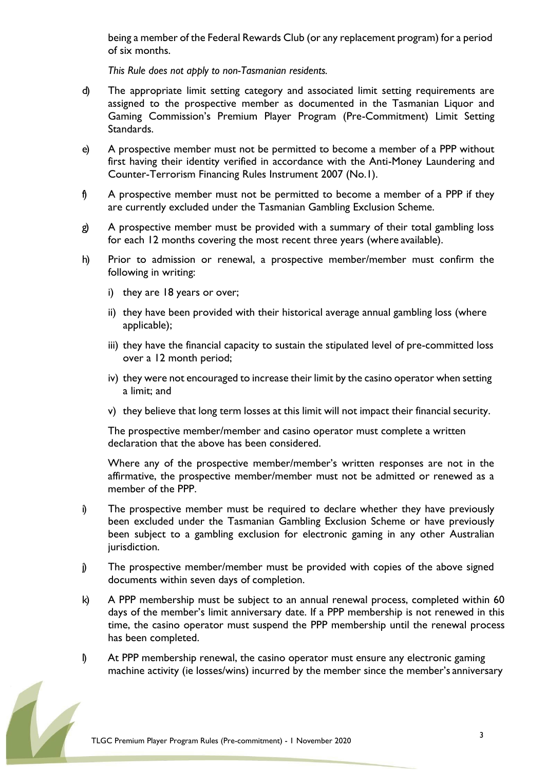being a member of the Federal Rewards Club (or any replacement program) for a period of six months.

*This Rule does not apply to non-Tasmanian residents.*

d) The appropriate limit setting category and associated limit setting requirements are assigned to the prospective member as documented in the Tasmanian Liquor and Gaming Commission's Premium Player Program (Pre-Commitment) Limit Setting Standards.

e) A prospective member must not be permitted to become a member of a PPP without first having their identity verified in accordance with the Anti-Money Laundering and Counter-Terrorism Financing Rules Instrument 2007 (No.1).

f) A prospective member must not be permitted to become a member of a PPP if they are currently excluded under the Tasmanian Gambling Exclusion Scheme.

g) A prospective member must be provided with a summary of their total gambling loss for each 12 months covering the most recent three years (where available).

h) Prior to admission or renewal, a prospective member/member must confirm the following in writing:

   i) they are 18 years or over;

   ii) they have been provided with their historical average annual gambling loss (where applicable);

   iii) they have the financial capacity to sustain the stipulated level of pre-committed loss over a 12 month period;

   iv) they were not encouraged to increase their limit by the casino operator when setting a limit; and

   v) they believe that long term losses at this limit will not impact their financial security.

   The prospective member/member and casino operator must complete a written declaration that the above has been considered.

   Where any of the prospective member/member's written responses are not in the affirmative, the prospective member/member must not be admitted or renewed as a member of the PPP.

i) The prospective member must be required to declare whether they have previously been excluded under the Tasmanian Gambling Exclusion Scheme or have previously been subject to a gambling exclusion for electronic gaming in any other Australian jurisdiction.

j) The prospective member/member must be provided with copies of the above signed documents within seven days of completion.

k) A PPP membership must be subject to an annual renewal process, completed within 60 days of the member's limit anniversary date. If a PPP membership is not renewed in this time, the casino operator must suspend the PPP membership until the renewal process has been completed.

l) At PPP membership renewal, the casino operator must ensure any electronic gaming machine activity (ie losses/wins) incurred by the member since the member's anniversary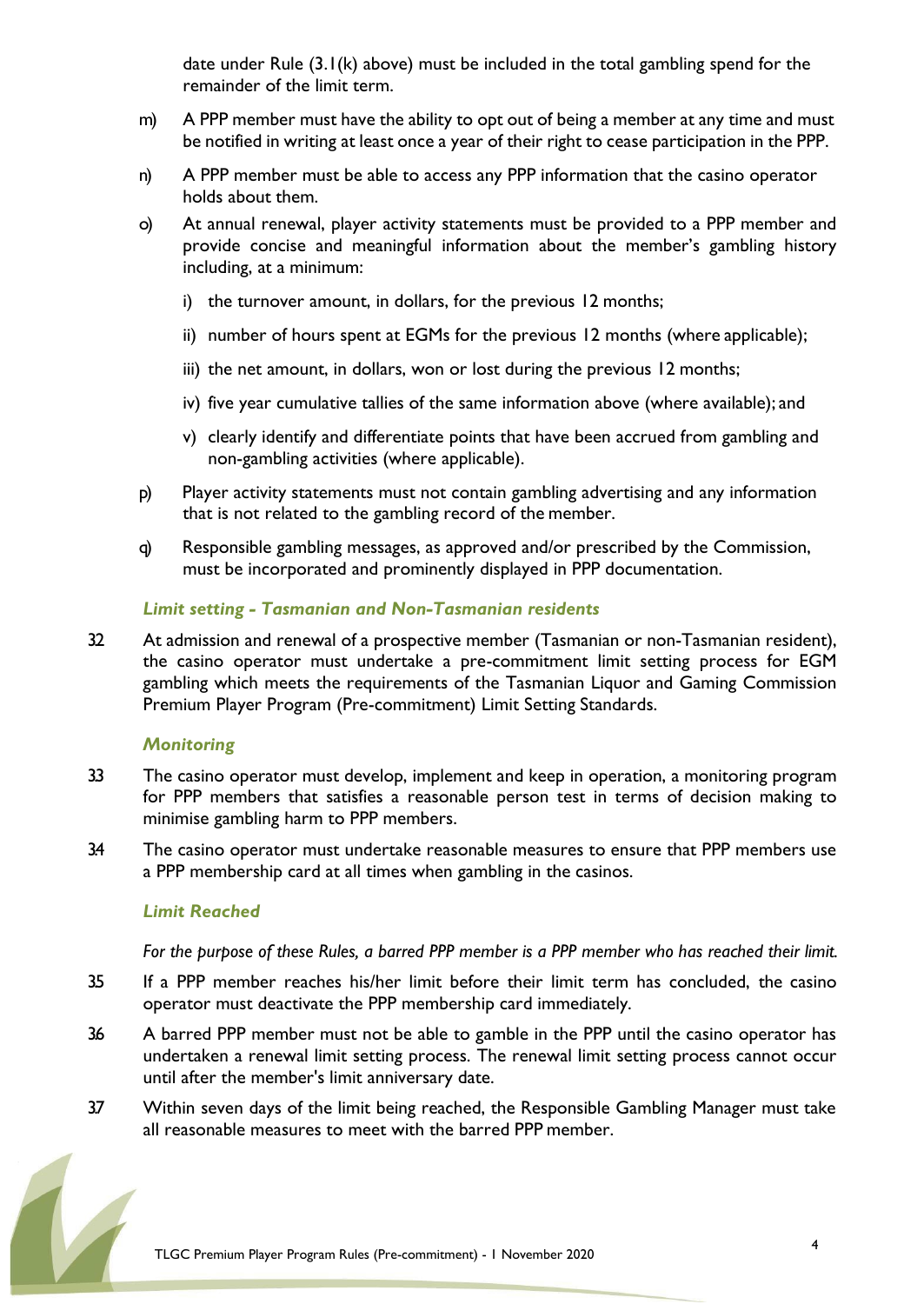date under Rule (3.1(k) above) must be included in the total gambling spend for the remainder of the limit term.

m) A PPP member must have the ability to opt out of being a member at any time and must be notified in writing at least once a year of their right to cease participation in the PPP.

n) A PPP member must be able to access any PPP information that the casino operator holds about them.

o) At annual renewal, player activity statements must be provided to a PPP member and provide concise and meaningful information about the member's gambling history including, at a minimum:

   i) the turnover amount, in dollars, for the previous 12 months;

   ii) number of hours spent at EGMs for the previous 12 months (where applicable);

   iii) the net amount, in dollars, won or lost during the previous 12 months;

   iv) five year cumulative tallies of the same information above (where available); and

   v) clearly identify and differentiate points that have been accrued from gambling and non-gambling activities (where applicable).

p) Player activity statements must not contain gambling advertising and any information that is not related to the gambling record of the member.

q) Responsible gambling messages, as approved and/or prescribed by the Commission, must be incorporated and prominently displayed in PPP documentation.

### *Limit setting - Tasmanian and Non-Tasmanian residents*

32 At admission and renewal of a prospective member (Tasmanian or non-Tasmanian resident), the casino operator must undertake a pre-commitment limit setting process for EGM gambling which meets the requirements of the Tasmanian Liquor and Gaming Commission Premium Player Program (Pre-commitment) Limit Setting Standards.

### *Monitoring*

33 The casino operator must develop, implement and keep in operation, a monitoring program for PPP members that satisfies a reasonable person test in terms of decision making to minimise gambling harm to PPP members.

34 The casino operator must undertake reasonable measures to ensure that PPP members use a PPP membership card at all times when gambling in the casinos.

### *Limit Reached*

*For the purpose of these Rules, a barred PPP member is a PPP member who has reached their limit.*

35 If a PPP member reaches his/her limit before their limit term has concluded, the casino operator must deactivate the PPP membership card immediately.

36 A barred PPP member must not be able to gamble in the PPP until the casino operator has undertaken a renewal limit setting process. The renewal limit setting process cannot occur until after the member's limit anniversary date.

37 Within seven days of the limit being reached, the Responsible Gambling Manager must take all reasonable measures to meet with the barred PPP member.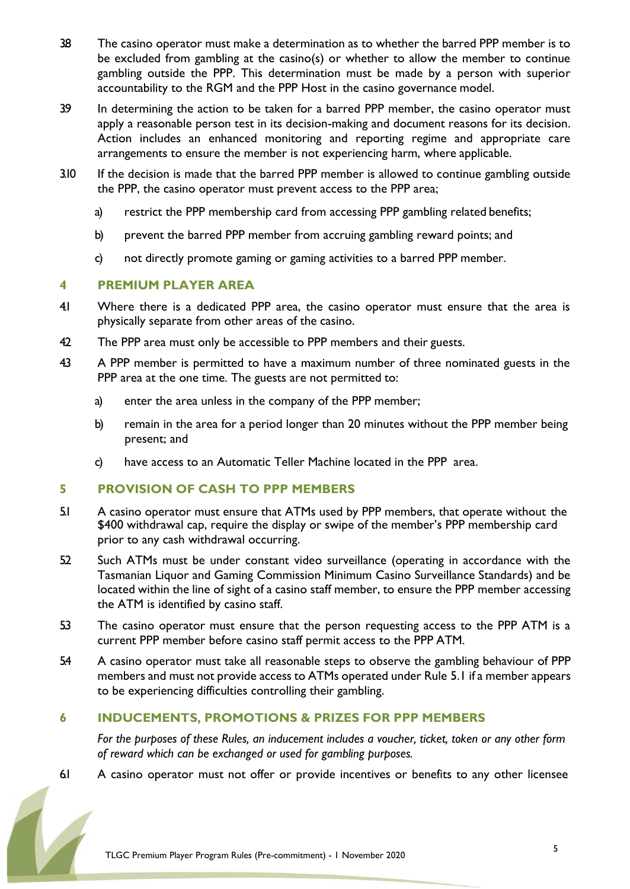3.8 The casino operator must make a determination as to whether the barred PPP member is to be excluded from gambling at the casino(s) or whether to allow the member to continue gambling outside the PPP. This determination must be made by a person with superior accountability to the RGM and the PPP Host in the casino governance model.

3.9 In determining the action to be taken for a barred PPP member, the casino operator must apply a reasonable person test in its decision-making and document reasons for its decision. Action includes an enhanced monitoring and reporting regime and appropriate care arrangements to ensure the member is not experiencing harm, where applicable.

3.10 If the decision is made that the barred PPP member is allowed to continue gambling outside the PPP, the casino operator must prevent access to the PPP area;

a) restrict the PPP membership card from accessing PPP gambling related benefits;

b) prevent the barred PPP member from accruing gambling reward points; and

c) not directly promote gaming or gaming activities to a barred PPP member.

## 4 PREMIUM PLAYER AREA

4.1 Where there is a dedicated PPP area, the casino operator must ensure that the area is physically separate from other areas of the casino.

4.2 The PPP area must only be accessible to PPP members and their guests.

4.3 A PPP member is permitted to have a maximum number of three nominated guests in the PPP area at the one time. The guests are not permitted to:

a) enter the area unless in the company of the PPP member;

b) remain in the area for a period longer than 20 minutes without the PPP member being present; and

c) have access to an Automatic Teller Machine located in the PPP area.

## 5 PROVISION OF CASH TO PPP MEMBERS

5.1 A casino operator must ensure that ATMs used by PPP members, that operate without the $400 withdrawal cap, require the display or swipe of the member's PPP membership card prior to any cash withdrawal occurring.

5.2 Such ATMs must be under constant video surveillance (operating in accordance with the Tasmanian Liquor and Gaming Commission Minimum Casino Surveillance Standards) and be located within the line of sight of a casino staff member, to ensure the PPP member accessing the ATM is identified by casino staff.

5.3 The casino operator must ensure that the person requesting access to the PPP ATM is a current PPP member before casino staff permit access to the PPP ATM.

5.4 A casino operator must take all reasonable steps to observe the gambling behaviour of PPP members and must not provide access to ATMs operated under Rule 5.1 if a member appears to be experiencing difficulties controlling their gambling.

## 6 INDUCEMENTS, PROMOTIONS & PRIZES FOR PPP MEMBERS

*For the purposes of these Rules, an inducement includes a voucher, ticket, token or any other form of reward which can be exchanged or used for gambling purposes.*

6.1 A casino operator must not offer or provide incentives or benefits to any other licensee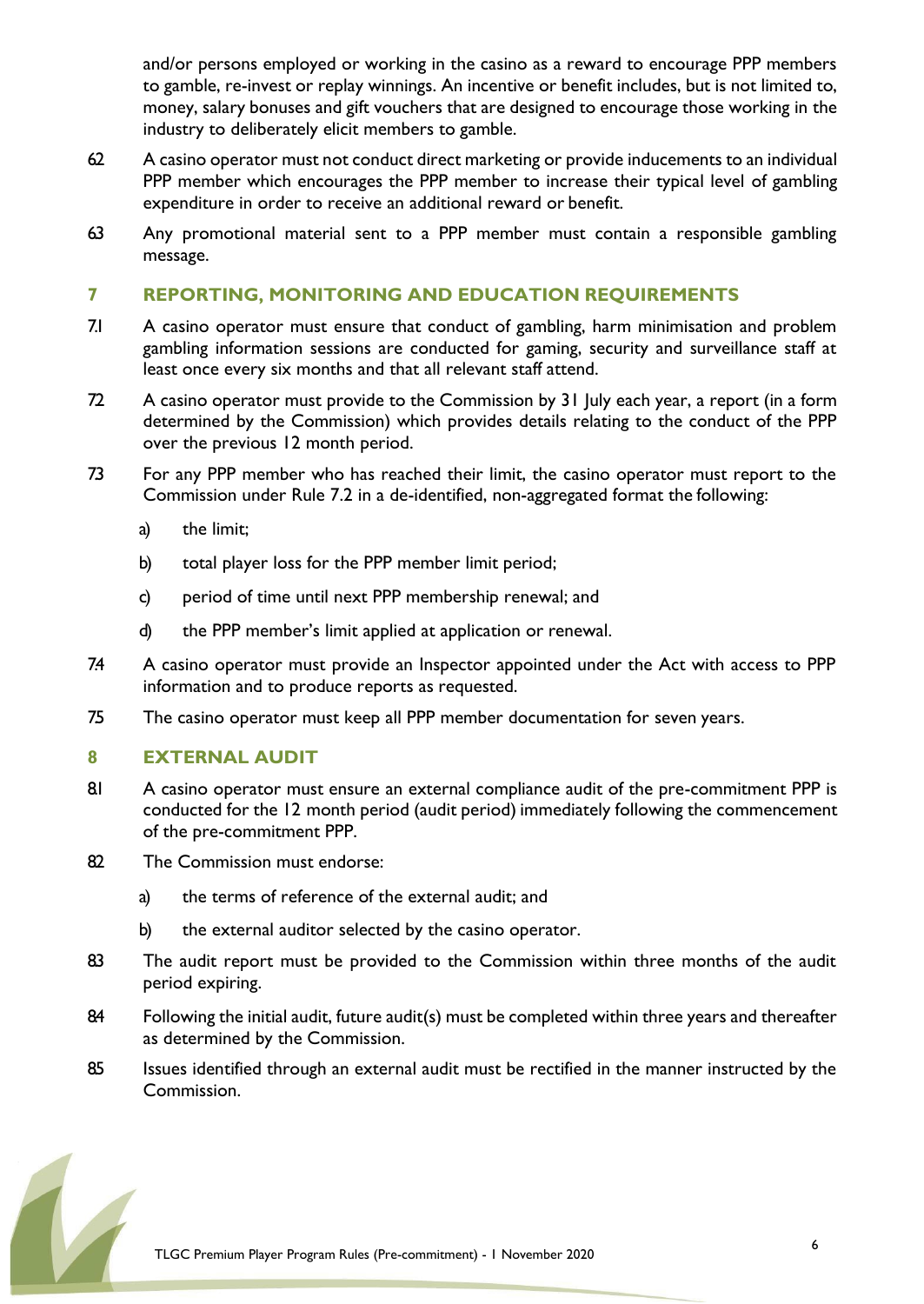and/or persons employed or working in the casino as a reward to encourage PPP members to gamble, re-invest or replay winnings. An incentive or benefit includes, but is not limited to, money, salary bonuses and gift vouchers that are designed to encourage those working in the industry to deliberately elicit members to gamble.

6.2 A casino operator must not conduct direct marketing or provide inducements to an individual PPP member which encourages the PPP member to increase their typical level of gambling expenditure in order to receive an additional reward or benefit.

6.3 Any promotional material sent to a PPP member must contain a responsible gambling message.

## 7 REPORTING, MONITORING AND EDUCATION REQUIREMENTS

7.1 A casino operator must ensure that conduct of gambling, harm minimisation and problem gambling information sessions are conducted for gaming, security and surveillance staff at least once every six months and that all relevant staff attend.

7.2 A casino operator must provide to the Commission by 31 July each year, a report (in a form determined by the Commission) which provides details relating to the conduct of the PPP over the previous 12 month period.

7.3 For any PPP member who has reached their limit, the casino operator must report to the Commission under Rule 7.2 in a de-identified, non-aggregated format the following:

a) the limit;

b) total player loss for the PPP member limit period;

c) period of time until next PPP membership renewal; and

d) the PPP member's limit applied at application or renewal.

7.4 A casino operator must provide an Inspector appointed under the Act with access to PPP information and to produce reports as requested.

7.5 The casino operator must keep all PPP member documentation for seven years.

## 8 EXTERNAL AUDIT

8.1 A casino operator must ensure an external compliance audit of the pre-commitment PPP is conducted for the 12 month period (audit period) immediately following the commencement of the pre-commitment PPP.

8.2 The Commission must endorse:

a) the terms of reference of the external audit; and

b) the external auditor selected by the casino operator.

8.3 The audit report must be provided to the Commission within three months of the audit period expiring.

8.4 Following the initial audit, future audit(s) must be completed within three years and thereafter as determined by the Commission.

8.5 Issues identified through an external audit must be rectified in the manner instructed by the Commission.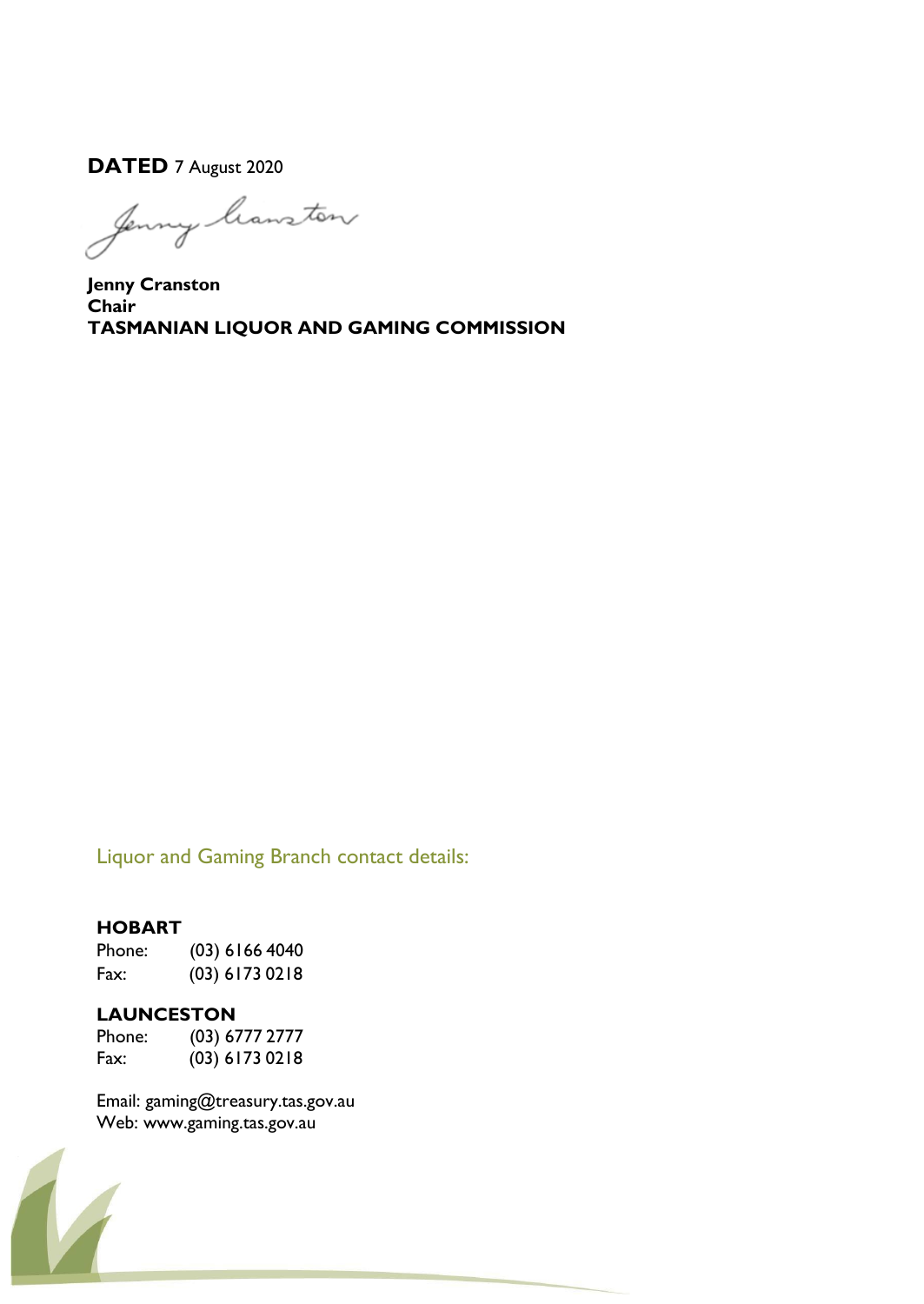**DATED** 7 August 2020

**Jenny Cranston**
**Chair**
**TASMANIAN LIQUOR AND GAMING COMMISSION**

Liquor and Gaming Branch contact details:

**HOBART**
Phone: (03) 6166 4040
Fax: (03) 6173 0218

**LAUNCESTON**
Phone: (03) 6777 2777
Fax: (03) 6173 0218

Email: gaming@treasury.tas.gov.au
Web: www.gaming.tas.gov.au